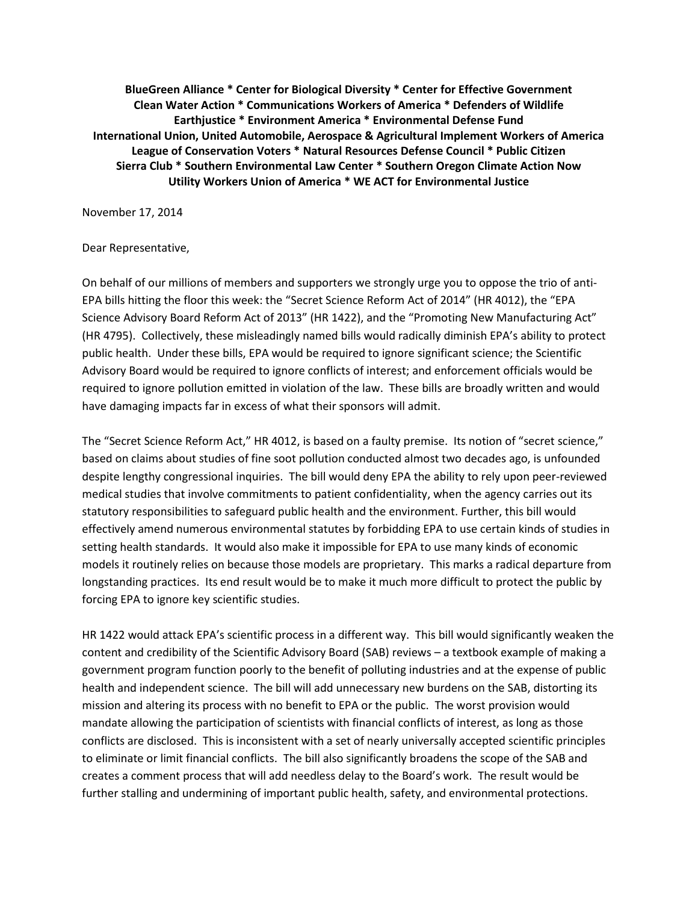**BlueGreen Alliance * Center for Biological Diversity * Center for Effective Government**
**Clean Water Action * Communications Workers of America * Defenders of Wildlife**
**Earthjustice * Environment America * Environmental Defense Fund**
**International Union, United Automobile, Aerospace & Agricultural Implement Workers of America**
**League of Conservation Voters * Natural Resources Defense Council * Public Citizen**
**Sierra Club * Southern Environmental Law Center * Southern Oregon Climate Action Now**
**Utility Workers Union of America * WE ACT for Environmental Justice**

November 17, 2014

Dear Representative,

On behalf of our millions of members and supporters we strongly urge you to oppose the trio of anti-EPA bills hitting the floor this week: the "Secret Science Reform Act of 2014" (HR 4012), the "EPA Science Advisory Board Reform Act of 2013" (HR 1422), and the "Promoting New Manufacturing Act" (HR 4795). Collectively, these misleadingly named bills would radically diminish EPA's ability to protect public health. Under these bills, EPA would be required to ignore significant science; the Scientific Advisory Board would be required to ignore conflicts of interest; and enforcement officials would be required to ignore pollution emitted in violation of the law. These bills are broadly written and would have damaging impacts far in excess of what their sponsors will admit.

The "Secret Science Reform Act," HR 4012, is based on a faulty premise. Its notion of "secret science," based on claims about studies of fine soot pollution conducted almost two decades ago, is unfounded despite lengthy congressional inquiries. The bill would deny EPA the ability to rely upon peer-reviewed medical studies that involve commitments to patient confidentiality, when the agency carries out its statutory responsibilities to safeguard public health and the environment. Further, this bill would effectively amend numerous environmental statutes by forbidding EPA to use certain kinds of studies in setting health standards. It would also make it impossible for EPA to use many kinds of economic models it routinely relies on because those models are proprietary. This marks a radical departure from longstanding practices. Its end result would be to make it much more difficult to protect the public by forcing EPA to ignore key scientific studies.

HR 1422 would attack EPA's scientific process in a different way. This bill would significantly weaken the content and credibility of the Scientific Advisory Board (SAB) reviews – a textbook example of making a government program function poorly to the benefit of polluting industries and at the expense of public health and independent science. The bill will add unnecessary new burdens on the SAB, distorting its mission and altering its process with no benefit to EPA or the public. The worst provision would mandate allowing the participation of scientists with financial conflicts of interest, as long as those conflicts are disclosed. This is inconsistent with a set of nearly universally accepted scientific principles to eliminate or limit financial conflicts. The bill also significantly broadens the scope of the SAB and creates a comment process that will add needless delay to the Board's work. The result would be further stalling and undermining of important public health, safety, and environmental protections.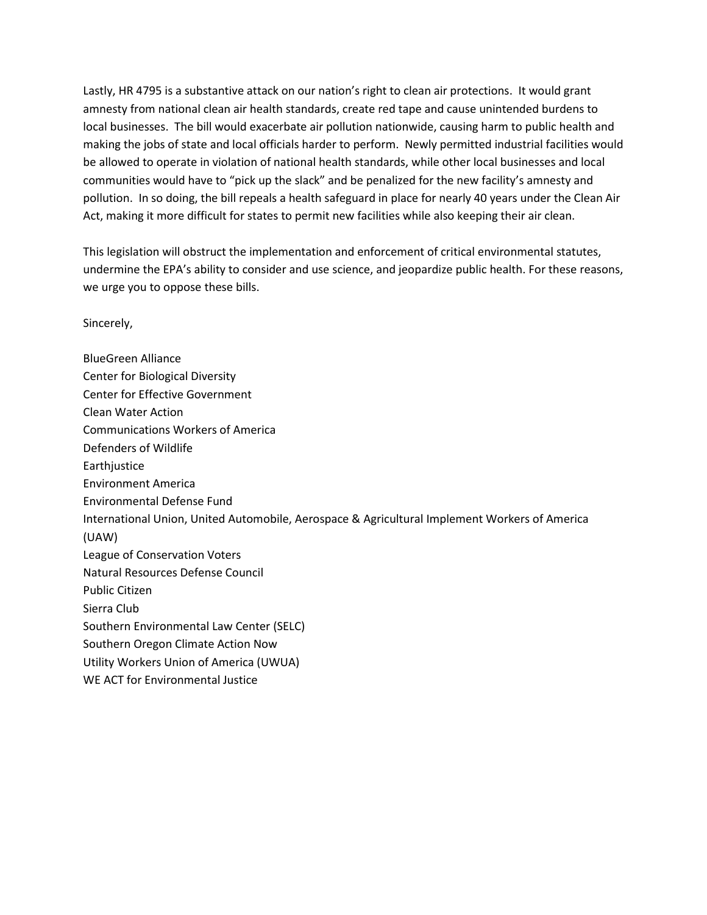Lastly, HR 4795 is a substantive attack on our nation's right to clean air protections. It would grant amnesty from national clean air health standards, create red tape and cause unintended burdens to local businesses. The bill would exacerbate air pollution nationwide, causing harm to public health and making the jobs of state and local officials harder to perform. Newly permitted industrial facilities would be allowed to operate in violation of national health standards, while other local businesses and local communities would have to "pick up the slack" and be penalized for the new facility's amnesty and pollution. In so doing, the bill repeals a health safeguard in place for nearly 40 years under the Clean Air Act, making it more difficult for states to permit new facilities while also keeping their air clean.

This legislation will obstruct the implementation and enforcement of critical environmental statutes, undermine the EPA's ability to consider and use science, and jeopardize public health. For these reasons, we urge you to oppose these bills.

Sincerely,

BlueGreen Alliance
Center for Biological Diversity
Center for Effective Government
Clean Water Action
Communications Workers of America
Defenders of Wildlife
Earthjustice
Environment America
Environmental Defense Fund
International Union, United Automobile, Aerospace & Agricultural Implement Workers of America (UAW)
League of Conservation Voters
Natural Resources Defense Council
Public Citizen
Sierra Club
Southern Environmental Law Center (SELC)
Southern Oregon Climate Action Now
Utility Workers Union of America (UWUA)
WE ACT for Environmental Justice